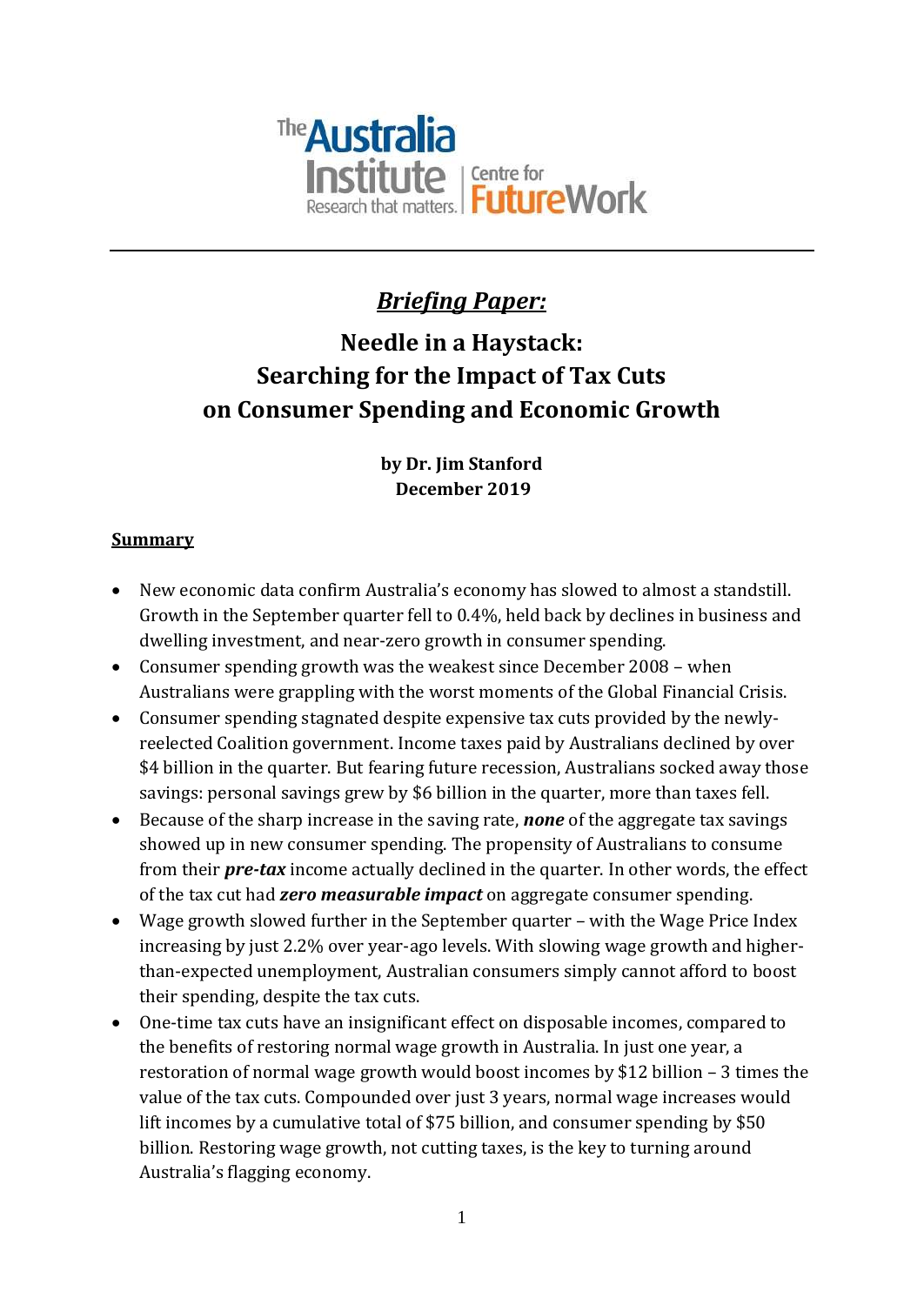The Australia Institute — Research that matters. | Centre for Future Work

---

***Briefing Paper:***

# Needle in a Haystack: Searching for the Impact of Tax Cuts on Consumer Spending and Economic Growth

**by Dr. Jim Stanford**
**December 2019**

## Summary

- New economic data confirm Australia's economy has slowed to almost a standstill. Growth in the September quarter fell to 0.4%, held back by declines in business and dwelling investment, and near-zero growth in consumer spending.
- Consumer spending growth was the weakest since December 2008 – when Australians were grappling with the worst moments of the Global Financial Crisis.
- Consumer spending stagnated despite expensive tax cuts provided by the newly-reelected Coalition government. Income taxes paid by Australians declined by over $4 billion in the quarter. But fearing future recession, Australians socked away those savings: personal savings grew by $6 billion in the quarter, more than taxes fell.
- Because of the sharp increase in the saving rate, ***none*** of the aggregate tax savings showed up in new consumer spending. The propensity of Australians to consume from their ***pre-tax*** income actually declined in the quarter. In other words, the effect of the tax cut had ***zero measurable impact*** on aggregate consumer spending.
- Wage growth slowed further in the September quarter – with the Wage Price Index increasing by just 2.2% over year-ago levels. With slowing wage growth and higher-than-expected unemployment, Australian consumers simply cannot afford to boost their spending, despite the tax cuts.
- One-time tax cuts have an insignificant effect on disposable incomes, compared to the benefits of restoring normal wage growth in Australia. In just one year, a restoration of normal wage growth would boost incomes by $12 billion – 3 times the value of the tax cuts. Compounded over just 3 years, normal wage increases would lift incomes by a cumulative total of $75 billion, and consumer spending by $50 billion. Restoring wage growth, not cutting taxes, is the key to turning around Australia's flagging economy.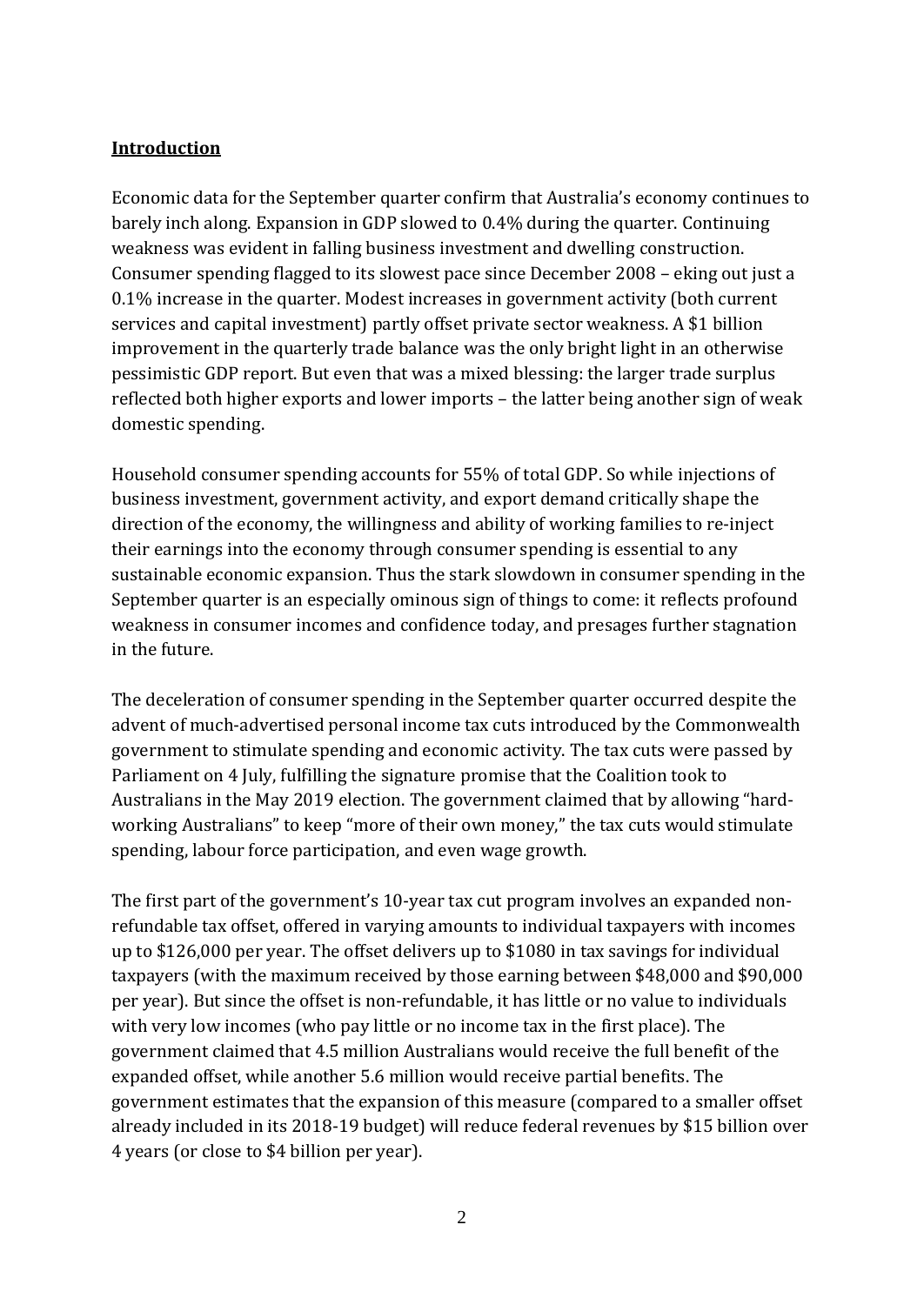**Introduction**

Economic data for the September quarter confirm that Australia's economy continues to barely inch along. Expansion in GDP slowed to 0.4% during the quarter. Continuing weakness was evident in falling business investment and dwelling construction. Consumer spending flagged to its slowest pace since December 2008 – eking out just a 0.1% increase in the quarter. Modest increases in government activity (both current services and capital investment) partly offset private sector weakness. A $1 billion improvement in the quarterly trade balance was the only bright light in an otherwise pessimistic GDP report. But even that was a mixed blessing: the larger trade surplus reflected both higher exports and lower imports – the latter being another sign of weak domestic spending.

Household consumer spending accounts for 55% of total GDP. So while injections of business investment, government activity, and export demand critically shape the direction of the economy, the willingness and ability of working families to re-inject their earnings into the economy through consumer spending is essential to any sustainable economic expansion. Thus the stark slowdown in consumer spending in the September quarter is an especially ominous sign of things to come: it reflects profound weakness in consumer incomes and confidence today, and presages further stagnation in the future.

The deceleration of consumer spending in the September quarter occurred despite the advent of much-advertised personal income tax cuts introduced by the Commonwealth government to stimulate spending and economic activity. The tax cuts were passed by Parliament on 4 July, fulfilling the signature promise that the Coalition took to Australians in the May 2019 election. The government claimed that by allowing "hard-working Australians" to keep "more of their own money," the tax cuts would stimulate spending, labour force participation, and even wage growth.

The first part of the government's 10-year tax cut program involves an expanded non-refundable tax offset, offered in varying amounts to individual taxpayers with incomes up to $126,000 per year. The offset delivers up to $1080 in tax savings for individual taxpayers (with the maximum received by those earning between $48,000 and $90,000 per year). But since the offset is non-refundable, it has little or no value to individuals with very low incomes (who pay little or no income tax in the first place). The government claimed that 4.5 million Australians would receive the full benefit of the expanded offset, while another 5.6 million would receive partial benefits. The government estimates that the expansion of this measure (compared to a smaller offset already included in its 2018-19 budget) will reduce federal revenues by $15 billion over 4 years (or close to $4 billion per year).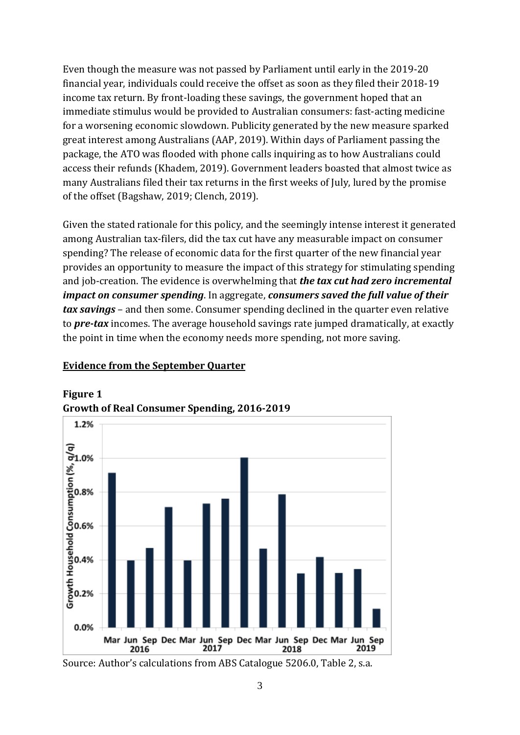Even though the measure was not passed by Parliament until early in the 2019-20 financial year, individuals could receive the offset as soon as they filed their 2018-19 income tax return. By front-loading these savings, the government hoped that an immediate stimulus would be provided to Australian consumers: fast-acting medicine for a worsening economic slowdown. Publicity generated by the new measure sparked great interest among Australians (AAP, 2019). Within days of Parliament passing the package, the ATO was flooded with phone calls inquiring as to how Australians could access their refunds (Khadem, 2019). Government leaders boasted that almost twice as many Australians filed their tax returns in the first weeks of July, lured by the promise of the offset (Bagshaw, 2019; Clench, 2019).

Given the stated rationale for this policy, and the seemingly intense interest it generated among Australian tax-filers, did the tax cut have any measurable impact on consumer spending? The release of economic data for the first quarter of the new financial year provides an opportunity to measure the impact of this strategy for stimulating spending and job-creation. The evidence is overwhelming that ***the tax cut had zero incremental impact on consumer spending***. In aggregate, ***consumers saved the full value of their tax savings*** – and then some. Consumer spending declined in the quarter even relative to ***pre-tax*** incomes. The average household savings rate jumped dramatically, at exactly the point in time when the economy needs more spending, not more saving.

## Evidence from the September Quarter

**Figure 1**
**Growth of Real Consumer Spending, 2016-2019**

Source: Author's calculations from ABS Catalogue 5206.0, Table 2, s.a.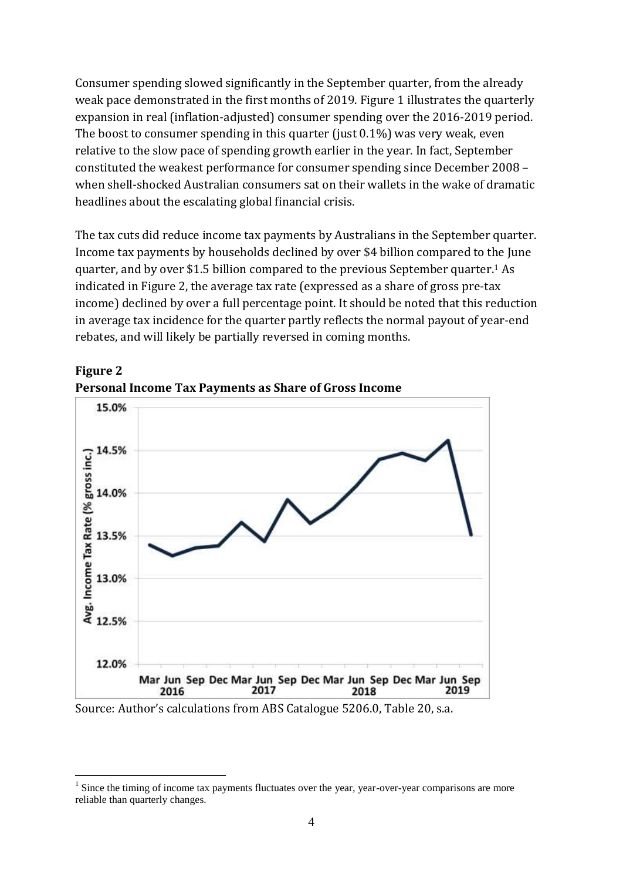Consumer spending slowed significantly in the September quarter, from the already weak pace demonstrated in the first months of 2019. Figure 1 illustrates the quarterly expansion in real (inflation-adjusted) consumer spending over the 2016-2019 period. The boost to consumer spending in this quarter (just 0.1%) was very weak, even relative to the slow pace of spending growth earlier in the year. In fact, September constituted the weakest performance for consumer spending since December 2008 – when shell-shocked Australian consumers sat on their wallets in the wake of dramatic headlines about the escalating global financial crisis.

The tax cuts did reduce income tax payments by Australians in the September quarter. Income tax payments by households declined by over \$4 billion compared to the June quarter, and by over \$1.5 billion compared to the previous September quarter.[1] As indicated in Figure 2, the average tax rate (expressed as a share of gross pre-tax income) declined by over a full percentage point. It should be noted that this reduction in average tax incidence for the quarter partly reflects the normal payout of year-end rebates, and will likely be partially reversed in coming months.

**Figure 2**
**Personal Income Tax Payments as Share of Gross Income**

Source: Author's calculations from ABS Catalogue 5206.0, Table 20, s.a.

[1] Since the timing of income tax payments fluctuates over the year, year-over-year comparisons are more reliable than quarterly changes.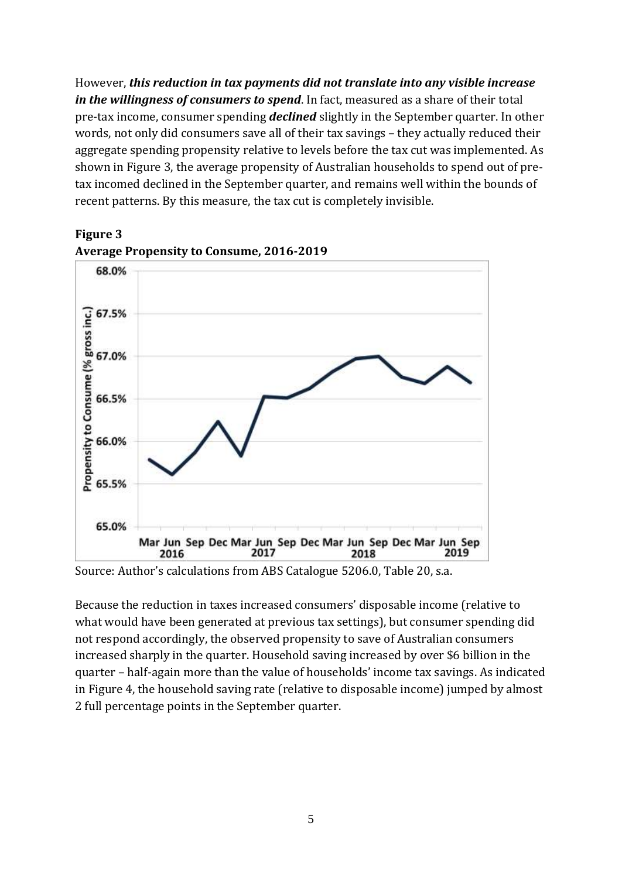However, ***this reduction in tax payments did not translate into any visible increase in the willingness of consumers to spend***. In fact, measured as a share of their total pre-tax income, consumer spending ***declined*** slightly in the September quarter. In other words, not only did consumers save all of their tax savings – they actually reduced their aggregate spending propensity relative to levels before the tax cut was implemented. As shown in Figure 3, the average propensity of Australian households to spend out of pre-tax incomed declined in the September quarter, and remains well within the bounds of recent patterns. By this measure, the tax cut is completely invisible.

**Figure 3**
**Average Propensity to Consume, 2016-2019**

Source: Author's calculations from ABS Catalogue 5206.0, Table 20, s.a.

Because the reduction in taxes increased consumers' disposable income (relative to what would have been generated at previous tax settings), but consumer spending did not respond accordingly, the observed propensity to save of Australian consumers increased sharply in the quarter. Household saving increased by over $6 billion in the quarter – half-again more than the value of households' income tax savings. As indicated in Figure 4, the household saving rate (relative to disposable income) jumped by almost 2 full percentage points in the September quarter.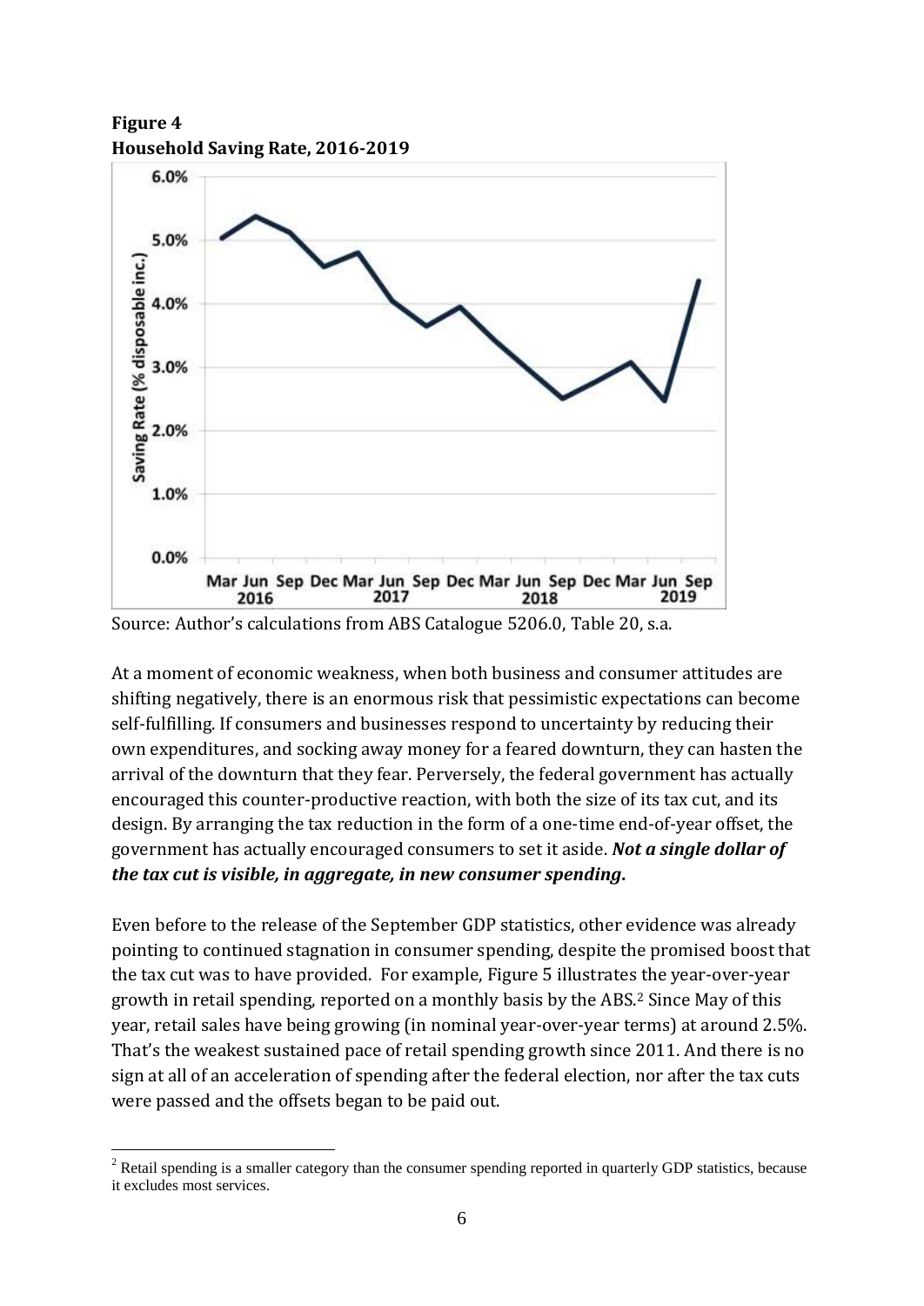**Figure 4**
**Household Saving Rate, 2016-2019**

Source: Author's calculations from ABS Catalogue 5206.0, Table 20, s.a.

At a moment of economic weakness, when both business and consumer attitudes are shifting negatively, there is an enormous risk that pessimistic expectations can become self-fulfilling. If consumers and businesses respond to uncertainty by reducing their own expenditures, and socking away money for a feared downturn, they can hasten the arrival of the downturn that they fear. Perversely, the federal government has actually encouraged this counter-productive reaction, with both the size of its tax cut, and its design. By arranging the tax reduction in the form of a one-time end-of-year offset, the government has actually encouraged consumers to set it aside. ***Not a single dollar of the tax cut is visible, in aggregate, in new consumer spending*.**

Even before to the release of the September GDP statistics, other evidence was already pointing to continued stagnation in consumer spending, despite the promised boost that the tax cut was to have provided. For example, Figure 5 illustrates the year-over-year growth in retail spending, reported on a monthly basis by the ABS.[2] Since May of this year, retail sales have being growing (in nominal year-over-year terms) at around 2.5%. That's the weakest sustained pace of retail spending growth since 2011. And there is no sign at all of an acceleration of spending after the federal election, nor after the tax cuts were passed and the offsets began to be paid out.

---

[2] Retail spending is a smaller category than the consumer spending reported in quarterly GDP statistics, because it excludes most services.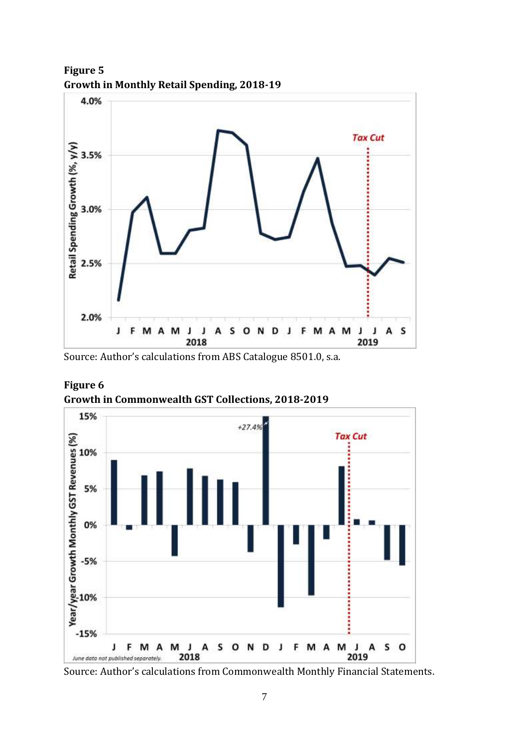**Figure 5**
**Growth in Monthly Retail Spending, 2018-19**

Source: Author's calculations from ABS Catalogue 8501.0, s.a.

**Figure 6**
**Growth in Commonwealth GST Collections, 2018-2019**

Source: Author's calculations from Commonwealth Monthly Financial Statements.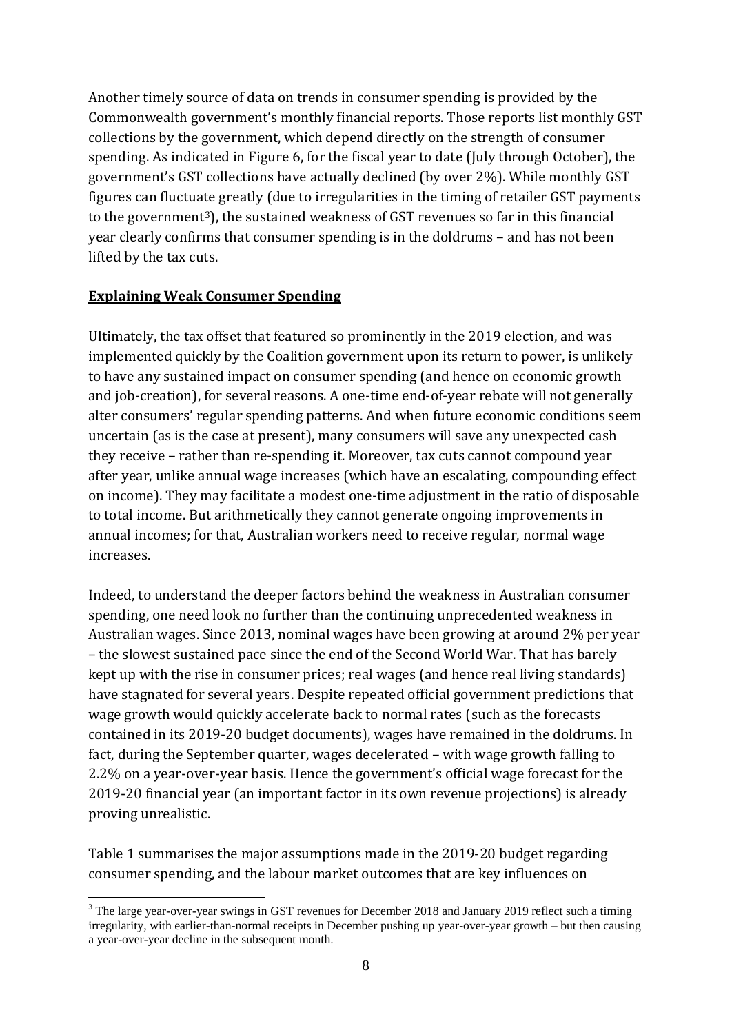Another timely source of data on trends in consumer spending is provided by the Commonwealth government's monthly financial reports. Those reports list monthly GST collections by the government, which depend directly on the strength of consumer spending. As indicated in Figure 6, for the fiscal year to date (July through October), the government's GST collections have actually declined (by over 2%). While monthly GST figures can fluctuate greatly (due to irregularities in the timing of retailer GST payments to the government[3]), the sustained weakness of GST revenues so far in this financial year clearly confirms that consumer spending is in the doldrums – and has not been lifted by the tax cuts.

## Explaining Weak Consumer Spending

Ultimately, the tax offset that featured so prominently in the 2019 election, and was implemented quickly by the Coalition government upon its return to power, is unlikely to have any sustained impact on consumer spending (and hence on economic growth and job-creation), for several reasons. A one-time end-of-year rebate will not generally alter consumers' regular spending patterns. And when future economic conditions seem uncertain (as is the case at present), many consumers will save any unexpected cash they receive – rather than re-spending it. Moreover, tax cuts cannot compound year after year, unlike annual wage increases (which have an escalating, compounding effect on income). They may facilitate a modest one-time adjustment in the ratio of disposable to total income. But arithmetically they cannot generate ongoing improvements in annual incomes; for that, Australian workers need to receive regular, normal wage increases.

Indeed, to understand the deeper factors behind the weakness in Australian consumer spending, one need look no further than the continuing unprecedented weakness in Australian wages. Since 2013, nominal wages have been growing at around 2% per year – the slowest sustained pace since the end of the Second World War. That has barely kept up with the rise in consumer prices; real wages (and hence real living standards) have stagnated for several years. Despite repeated official government predictions that wage growth would quickly accelerate back to normal rates (such as the forecasts contained in its 2019-20 budget documents), wages have remained in the doldrums. In fact, during the September quarter, wages decelerated – with wage growth falling to 2.2% on a year-over-year basis. Hence the government's official wage forecast for the 2019-20 financial year (an important factor in its own revenue projections) is already proving unrealistic.

Table 1 summarises the major assumptions made in the 2019-20 budget regarding consumer spending, and the labour market outcomes that are key influences on

---

[3] The large year-over-year swings in GST revenues for December 2018 and January 2019 reflect such a timing irregularity, with earlier-than-normal receipts in December pushing up year-over-year growth – but then causing a year-over-year decline in the subsequent month.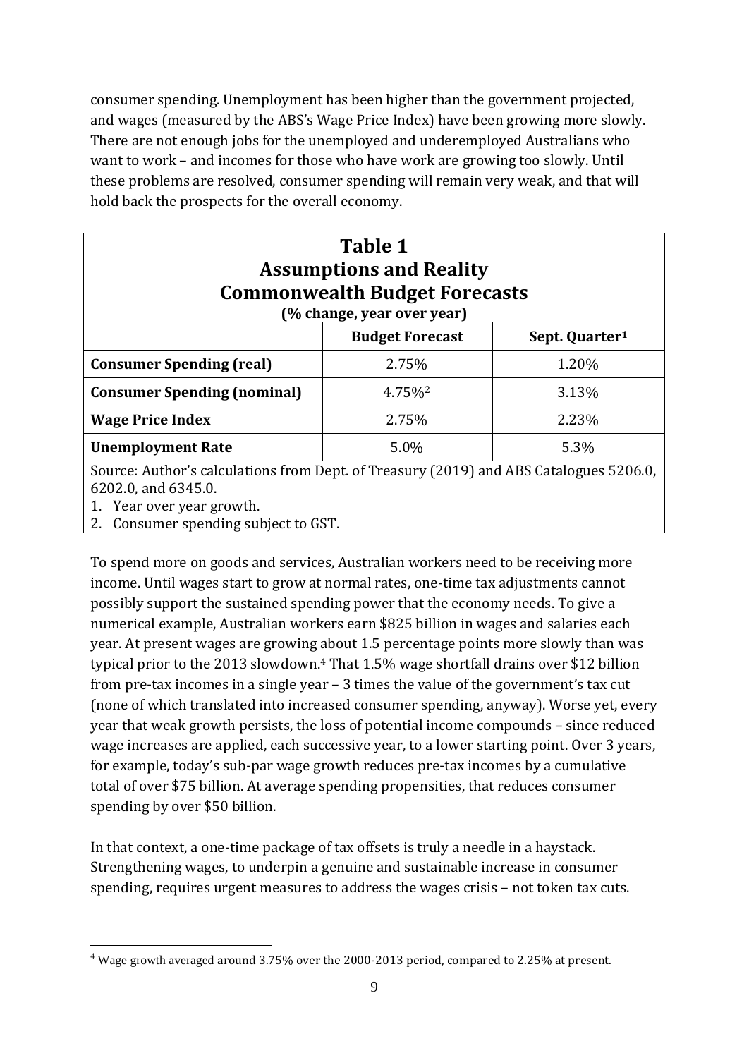consumer spending. Unemployment has been higher than the government projected, and wages (measured by the ABS's Wage Price Index) have been growing more slowly. There are not enough jobs for the unemployed and underemployed Australians who want to work – and incomes for those who have work are growing too slowly. Until these problems are resolved, consumer spending will remain very weak, and that will hold back the prospects for the overall economy.

**Table 1**
**Assumptions and Reality**
**Commonwealth Budget Forecasts**
**(% change, year over year)**

| | Budget Forecast | Sept. Quarter[1] |
|---|---|---|
| **Consumer Spending (real)** | 2.75% | 1.20% |
| **Consumer Spending (nominal)** | 4.75%[2] | 3.13% |
| **Wage Price Index** | 2.75% | 2.23% |
| **Unemployment Rate** | 5.0% | 5.3% |

Source: Author's calculations from Dept. of Treasury (2019) and ABS Catalogues 5206.0, 6202.0, and 6345.0.

1. Year over year growth.
2. Consumer spending subject to GST.

To spend more on goods and services, Australian workers need to be receiving more income. Until wages start to grow at normal rates, one-time tax adjustments cannot possibly support the sustained spending power that the economy needs. To give a numerical example, Australian workers earn $825 billion in wages and salaries each year. At present wages are growing about 1.5 percentage points more slowly than was typical prior to the 2013 slowdown.[4] That 1.5% wage shortfall drains over $12 billion from pre-tax incomes in a single year – 3 times the value of the government's tax cut (none of which translated into increased consumer spending, anyway). Worse yet, every year that weak growth persists, the loss of potential income compounds – since reduced wage increases are applied, each successive year, to a lower starting point. Over 3 years, for example, today's sub-par wage growth reduces pre-tax incomes by a cumulative total of over $75 billion. At average spending propensities, that reduces consumer spending by over $50 billion.

In that context, a one-time package of tax offsets is truly a needle in a haystack. Strengthening wages, to underpin a genuine and sustainable increase in consumer spending, requires urgent measures to address the wages crisis – not token tax cuts.

[4] Wage growth averaged around 3.75% over the 2000-2013 period, compared to 2.25% at present.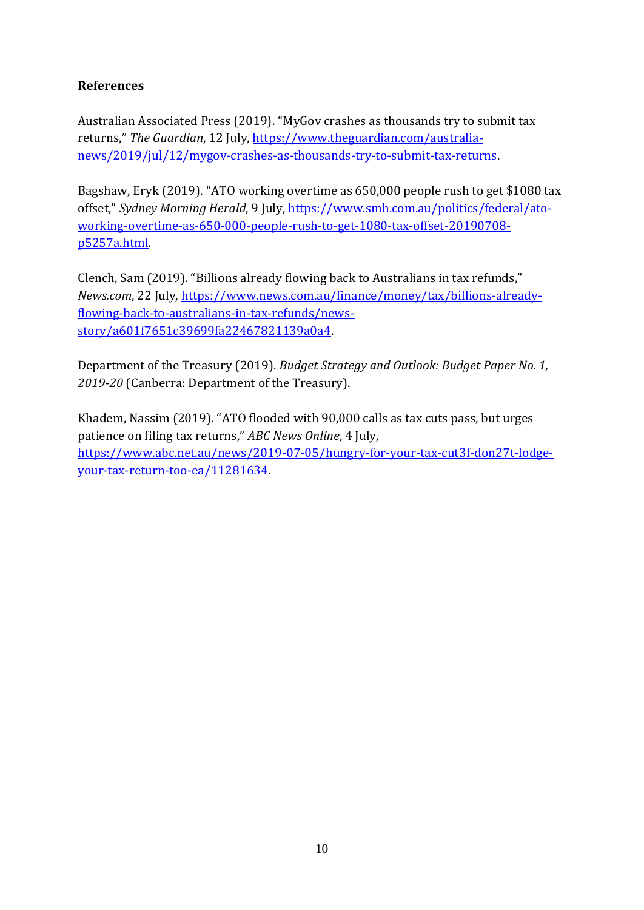**References**

Australian Associated Press (2019). "MyGov crashes as thousands try to submit tax returns," *The Guardian*, 12 July, https://www.theguardian.com/australia-news/2019/jul/12/mygov-crashes-as-thousands-try-to-submit-tax-returns.

Bagshaw, Eryk (2019). "ATO working overtime as 650,000 people rush to get $1080 tax offset," *Sydney Morning Herald*, 9 July, https://www.smh.com.au/politics/federal/ato-working-overtime-as-650-000-people-rush-to-get-1080-tax-offset-20190708-p5257a.html.

Clench, Sam (2019). "Billions already flowing back to Australians in tax refunds," *News.com*, 22 July, https://www.news.com.au/finance/money/tax/billions-already-flowing-back-to-australians-in-tax-refunds/news-story/a601f7651c39699fa22467821139a0a4.

Department of the Treasury (2019). *Budget Strategy and Outlook: Budget Paper No. 1, 2019-20* (Canberra: Department of the Treasury).

Khadem, Nassim (2019). "ATO flooded with 90,000 calls as tax cuts pass, but urges patience on filing tax returns," *ABC News Online*, 4 July, https://www.abc.net.au/news/2019-07-05/hungry-for-your-tax-cut3f-don27t-lodge-your-tax-return-too-ea/11281634.